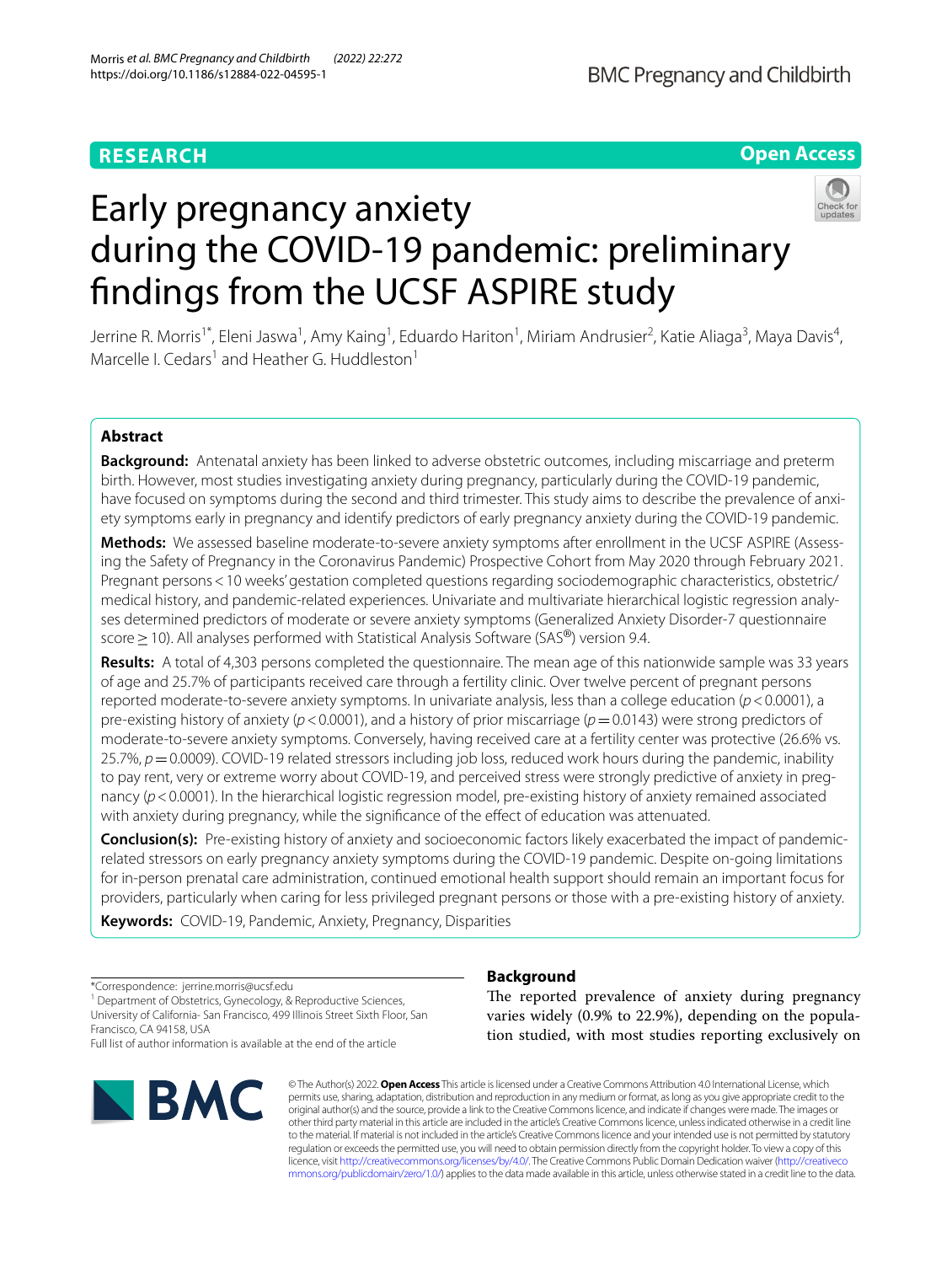**RESEARCH** **Open Access**

# Early pregnancy anxiety during the COVID-19 pandemic: preliminary findings from the UCSF ASPIRE study

Jerrine R. Morris[1*], Eleni Jaswa[1], Amy Kaing[1], Eduardo Hariton[1], Miriam Andrusier[2], Katie Aliaga[3], Maya Davis[4], Marcelle I. Cedars[1] and Heather G. Huddleston[1]

## Abstract

**Background:** Antenatal anxiety has been linked to adverse obstetric outcomes, including miscarriage and preterm birth. However, most studies investigating anxiety during pregnancy, particularly during the COVID-19 pandemic, have focused on symptoms during the second and third trimester. This study aims to describe the prevalence of anxiety symptoms early in pregnancy and identify predictors of early pregnancy anxiety during the COVID-19 pandemic.

**Methods:** We assessed baseline moderate-to-severe anxiety symptoms after enrollment in the UCSF ASPIRE (Assessing the Safety of Pregnancy in the Coronavirus Pandemic) Prospective Cohort from May 2020 through February 2021. Pregnant persons < 10 weeks' gestation completed questions regarding sociodemographic characteristics, obstetric/medical history, and pandemic-related experiences. Univariate and multivariate hierarchical logistic regression analyses determined predictors of moderate or severe anxiety symptoms (Generalized Anxiety Disorder-7 questionnaire score ≥ 10). All analyses performed with Statistical Analysis Software (SAS®) version 9.4.

**Results:** A total of 4,303 persons completed the questionnaire. The mean age of this nationwide sample was 33 years of age and 25.7% of participants received care through a fertility clinic. Over twelve percent of pregnant persons reported moderate-to-severe anxiety symptoms. In univariate analysis, less than a college education ($p < 0.0001$), a pre-existing history of anxiety ($p < 0.0001$), and a history of prior miscarriage ($p = 0.0143$) were strong predictors of moderate-to-severe anxiety symptoms. Conversely, having received care at a fertility center was protective (26.6% vs. 25.7%, $p = 0.0009$). COVID-19 related stressors including job loss, reduced work hours during the pandemic, inability to pay rent, very or extreme worry about COVID-19, and perceived stress were strongly predictive of anxiety in pregnancy ($p < 0.0001$). In the hierarchical logistic regression model, pre-existing history of anxiety remained associated with anxiety during pregnancy, while the significance of the effect of education was attenuated.

**Conclusion(s):** Pre-existing history of anxiety and socioeconomic factors likely exacerbated the impact of pandemic-related stressors on early pregnancy anxiety symptoms during the COVID-19 pandemic. Despite on-going limitations for in-person prenatal care administration, continued emotional health support should remain an important focus for providers, particularly when caring for less privileged pregnant persons or those with a pre-existing history of anxiety.

**Keywords:** COVID-19, Pandemic, Anxiety, Pregnancy, Disparities

*Correspondence: jerrine.morris@ucsf.edu
[1] Department of Obstetrics, Gynecology, & Reproductive Sciences, University of California- San Francisco, 499 Illinois Street Sixth Floor, San Francisco, CA 94158, USA
Full list of author information is available at the end of the article

## Background

The reported prevalence of anxiety during pregnancy varies widely (0.9% to 22.9%), depending on the population studied, with most studies reporting exclusively on

© The Author(s) 2022. **Open Access** This article is licensed under a Creative Commons Attribution 4.0 International License, which permits use, sharing, adaptation, distribution and reproduction in any medium or format, as long as you give appropriate credit to the original author(s) and the source, provide a link to the Creative Commons licence, and indicate if changes were made. The images or other third party material in this article are included in the article's Creative Commons licence, unless indicated otherwise in a credit line to the material. If material is not included in the article's Creative Commons licence and your intended use is not permitted by statutory regulation or exceeds the permitted use, you will need to obtain permission directly from the copyright holder. To view a copy of this licence, visit http://creativecommons.org/licenses/by/4.0/. The Creative Commons Public Domain Dedication waiver (http://creativecommons.org/publicdomain/zero/1.0/) applies to the data made available in this article, unless otherwise stated in a credit line to the data.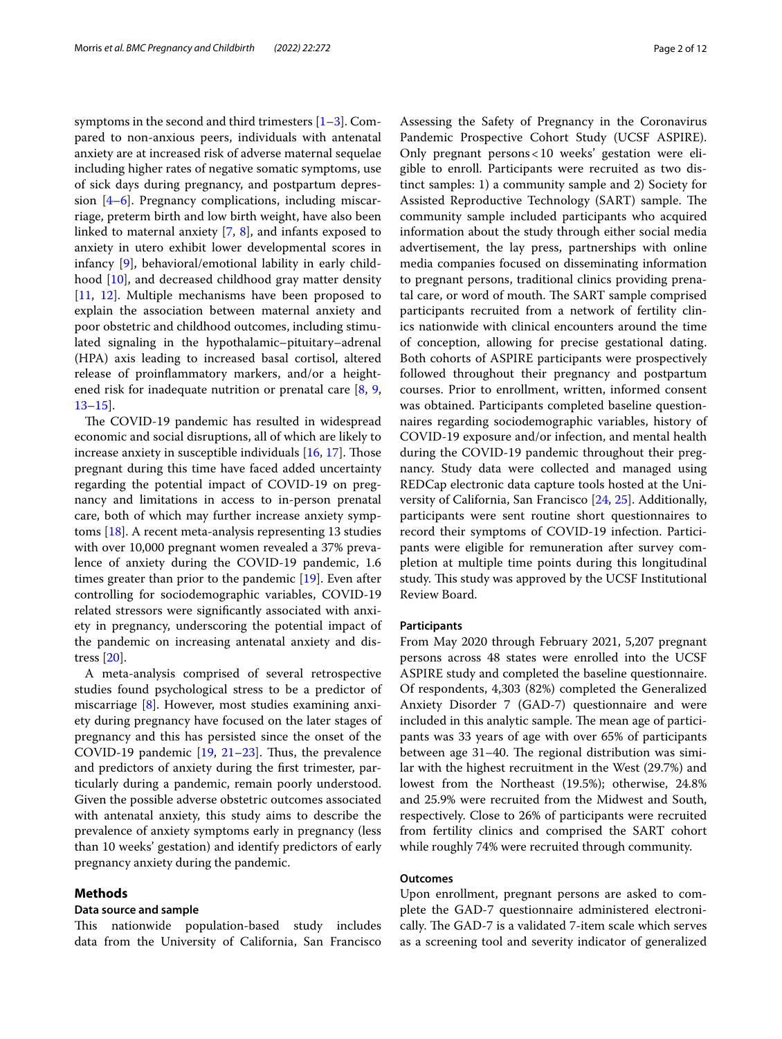symptoms in the second and third trimesters [1–3]. Compared to non-anxious peers, individuals with antenatal anxiety are at increased risk of adverse maternal sequelae including higher rates of negative somatic symptoms, use of sick days during pregnancy, and postpartum depression [4–6]. Pregnancy complications, including miscarriage, preterm birth and low birth weight, have also been linked to maternal anxiety [7, 8], and infants exposed to anxiety in utero exhibit lower developmental scores in infancy [9], behavioral/emotional lability in early childhood [10], and decreased childhood gray matter density [11, 12]. Multiple mechanisms have been proposed to explain the association between maternal anxiety and poor obstetric and childhood outcomes, including stimulated signaling in the hypothalamic–pituitary–adrenal (HPA) axis leading to increased basal cortisol, altered release of proinflammatory markers, and/or a heightened risk for inadequate nutrition or prenatal care [8, 9, 13–15].

The COVID-19 pandemic has resulted in widespread economic and social disruptions, all of which are likely to increase anxiety in susceptible individuals [16, 17]. Those pregnant during this time have faced added uncertainty regarding the potential impact of COVID-19 on pregnancy and limitations in access to in-person prenatal care, both of which may further increase anxiety symptoms [18]. A recent meta-analysis representing 13 studies with over 10,000 pregnant women revealed a 37% prevalence of anxiety during the COVID-19 pandemic, 1.6 times greater than prior to the pandemic [19]. Even after controlling for sociodemographic variables, COVID-19 related stressors were significantly associated with anxiety in pregnancy, underscoring the potential impact of the pandemic on increasing antenatal anxiety and distress [20].

A meta-analysis comprised of several retrospective studies found psychological stress to be a predictor of miscarriage [8]. However, most studies examining anxiety during pregnancy have focused on the later stages of pregnancy and this has persisted since the onset of the COVID-19 pandemic [19, 21–23]. Thus, the prevalence and predictors of anxiety during the first trimester, particularly during a pandemic, remain poorly understood. Given the possible adverse obstetric outcomes associated with antenatal anxiety, this study aims to describe the prevalence of anxiety symptoms early in pregnancy (less than 10 weeks' gestation) and identify predictors of early pregnancy anxiety during the pandemic.

## Methods

### Data source and sample

This nationwide population-based study includes data from the University of California, San Francisco Assessing the Safety of Pregnancy in the Coronavirus Pandemic Prospective Cohort Study (UCSF ASPIRE). Only pregnant persons < 10 weeks' gestation were eligible to enroll. Participants were recruited as two distinct samples: 1) a community sample and 2) Society for Assisted Reproductive Technology (SART) sample. The community sample included participants who acquired information about the study through either social media advertisement, the lay press, partnerships with online media companies focused on disseminating information to pregnant persons, traditional clinics providing prenatal care, or word of mouth. The SART sample comprised participants recruited from a network of fertility clinics nationwide with clinical encounters around the time of conception, allowing for precise gestational dating. Both cohorts of ASPIRE participants were prospectively followed throughout their pregnancy and postpartum courses. Prior to enrollment, written, informed consent was obtained. Participants completed baseline questionnaires regarding sociodemographic variables, history of COVID-19 exposure and/or infection, and mental health during the COVID-19 pandemic throughout their pregnancy. Study data were collected and managed using REDCap electronic data capture tools hosted at the University of California, San Francisco [24, 25]. Additionally, participants were sent routine short questionnaires to record their symptoms of COVID-19 infection. Participants were eligible for remuneration after survey completion at multiple time points during this longitudinal study. This study was approved by the UCSF Institutional Review Board.

### Participants

From May 2020 through February 2021, 5,207 pregnant persons across 48 states were enrolled into the UCSF ASPIRE study and completed the baseline questionnaire. Of respondents, 4,303 (82%) completed the Generalized Anxiety Disorder 7 (GAD-7) questionnaire and were included in this analytic sample. The mean age of participants was 33 years of age with over 65% of participants between age 31–40. The regional distribution was similar with the highest recruitment in the West (29.7%) and lowest from the Northeast (19.5%); otherwise, 24.8% and 25.9% were recruited from the Midwest and South, respectively. Close to 26% of participants were recruited from fertility clinics and comprised the SART cohort while roughly 74% were recruited through community.

### Outcomes

Upon enrollment, pregnant persons are asked to complete the GAD-7 questionnaire administered electronically. The GAD-7 is a validated 7-item scale which serves as a screening tool and severity indicator of generalized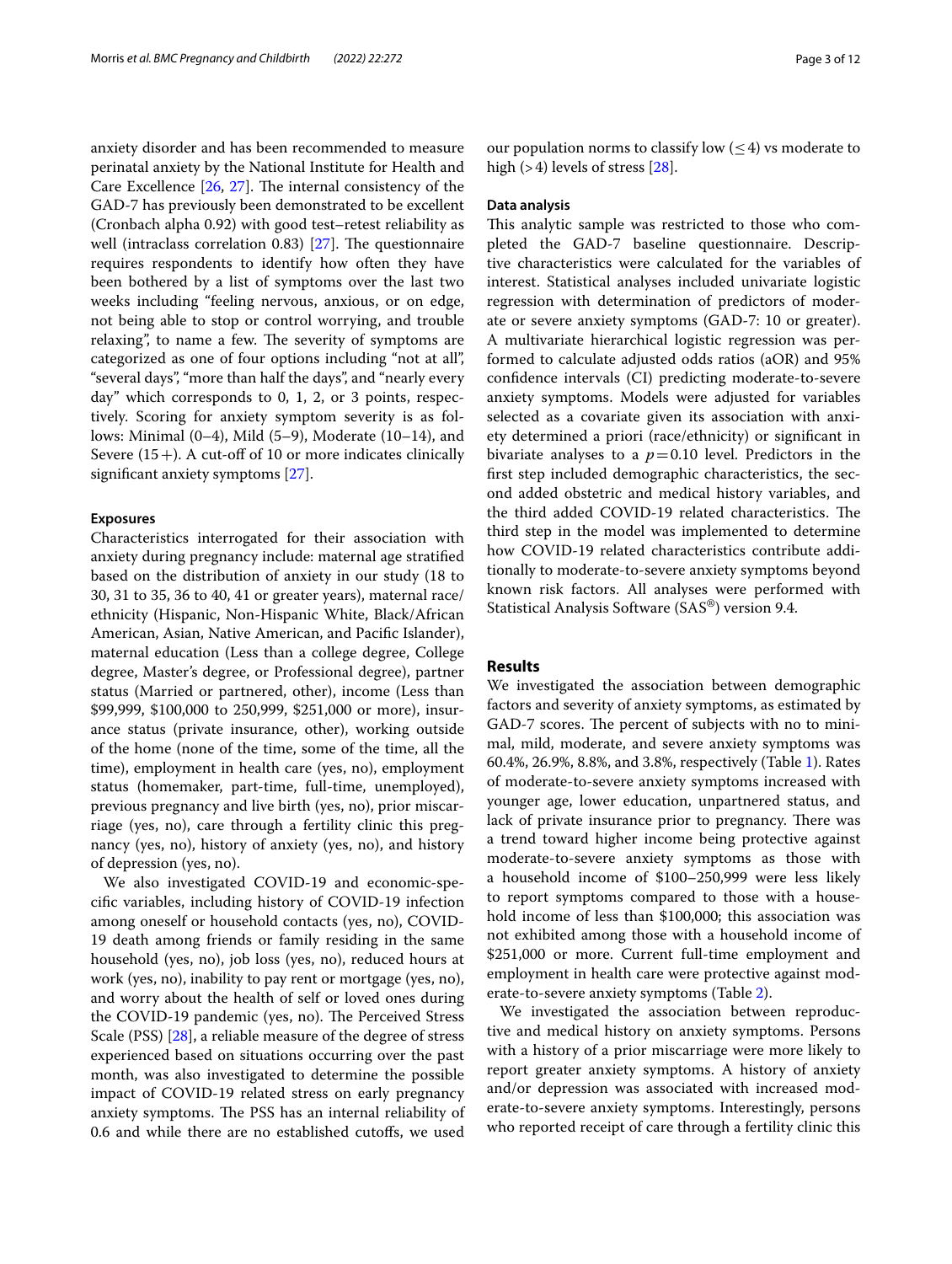anxiety disorder and has been recommended to measure perinatal anxiety by the National Institute for Health and Care Excellence [26, 27]. The internal consistency of the GAD-7 has previously been demonstrated to be excellent (Cronbach alpha 0.92) with good test–retest reliability as well (intraclass correlation 0.83) [27]. The questionnaire requires respondents to identify how often they have been bothered by a list of symptoms over the last two weeks including "feeling nervous, anxious, or on edge, not being able to stop or control worrying, and trouble relaxing", to name a few. The severity of symptoms are categorized as one of four options including "not at all", "several days", "more than half the days", and "nearly every day" which corresponds to 0, 1, 2, or 3 points, respectively. Scoring for anxiety symptom severity is as follows: Minimal (0–4), Mild (5–9), Moderate (10–14), and Severe (15+). A cut-off of 10 or more indicates clinically significant anxiety symptoms [27].

#### Exposures

Characteristics interrogated for their association with anxiety during pregnancy include: maternal age stratified based on the distribution of anxiety in our study (18 to 30, 31 to 35, 36 to 40, 41 or greater years), maternal race/ethnicity (Hispanic, Non-Hispanic White, Black/African American, Asian, Native American, and Pacific Islander), maternal education (Less than a college degree, College degree, Master's degree, or Professional degree), partner status (Married or partnered, other), income (Less than \$99,999, \$100,000 to 250,999, \$251,000 or more), insurance status (private insurance, other), working outside of the home (none of the time, some of the time, all the time), employment in health care (yes, no), employment status (homemaker, part-time, full-time, unemployed), previous pregnancy and live birth (yes, no), prior miscarriage (yes, no), care through a fertility clinic this pregnancy (yes, no), history of anxiety (yes, no), and history of depression (yes, no).

We also investigated COVID-19 and economic-specific variables, including history of COVID-19 infection among oneself or household contacts (yes, no), COVID-19 death among friends or family residing in the same household (yes, no), job loss (yes, no), reduced hours at work (yes, no), inability to pay rent or mortgage (yes, no), and worry about the health of self or loved ones during the COVID-19 pandemic (yes, no). The Perceived Stress Scale (PSS) [28], a reliable measure of the degree of stress experienced based on situations occurring over the past month, was also investigated to determine the possible impact of COVID-19 related stress on early pregnancy anxiety symptoms. The PSS has an internal reliability of 0.6 and while there are no established cutoffs, we used our population norms to classify low ($\leq 4$) vs moderate to high ($>4$) levels of stress [28].

#### Data analysis

This analytic sample was restricted to those who completed the GAD-7 baseline questionnaire. Descriptive characteristics were calculated for the variables of interest. Statistical analyses included univariate logistic regression with determination of predictors of moderate or severe anxiety symptoms (GAD-7: 10 or greater). A multivariate hierarchical logistic regression was performed to calculate adjusted odds ratios (aOR) and 95% confidence intervals (CI) predicting moderate-to-severe anxiety symptoms. Models were adjusted for variables selected as a covariate given its association with anxiety determined a priori (race/ethnicity) or significant in bivariate analyses to a $p = 0.10$ level. Predictors in the first step included demographic characteristics, the second added obstetric and medical history variables, and the third added COVID-19 related characteristics. The third step in the model was implemented to determine how COVID-19 related characteristics contribute additionally to moderate-to-severe anxiety symptoms beyond known risk factors. All analyses were performed with Statistical Analysis Software (SAS®) version 9.4.

## Results

We investigated the association between demographic factors and severity of anxiety symptoms, as estimated by GAD-7 scores. The percent of subjects with no to minimal, mild, moderate, and severe anxiety symptoms was 60.4%, 26.9%, 8.8%, and 3.8%, respectively (Table 1). Rates of moderate-to-severe anxiety symptoms increased with younger age, lower education, unpartnered status, and lack of private insurance prior to pregnancy. There was a trend toward higher income being protective against moderate-to-severe anxiety symptoms as those with a household income of \$100–250,999 were less likely to report symptoms compared to those with a household income of less than \$100,000; this association was not exhibited among those with a household income of \$251,000 or more. Current full-time employment and employment in health care were protective against moderate-to-severe anxiety symptoms (Table 2).

We investigated the association between reproductive and medical history on anxiety symptoms. Persons with a history of a prior miscarriage were more likely to report greater anxiety symptoms. A history of anxiety and/or depression was associated with increased moderate-to-severe anxiety symptoms. Interestingly, persons who reported receipt of care through a fertility clinic this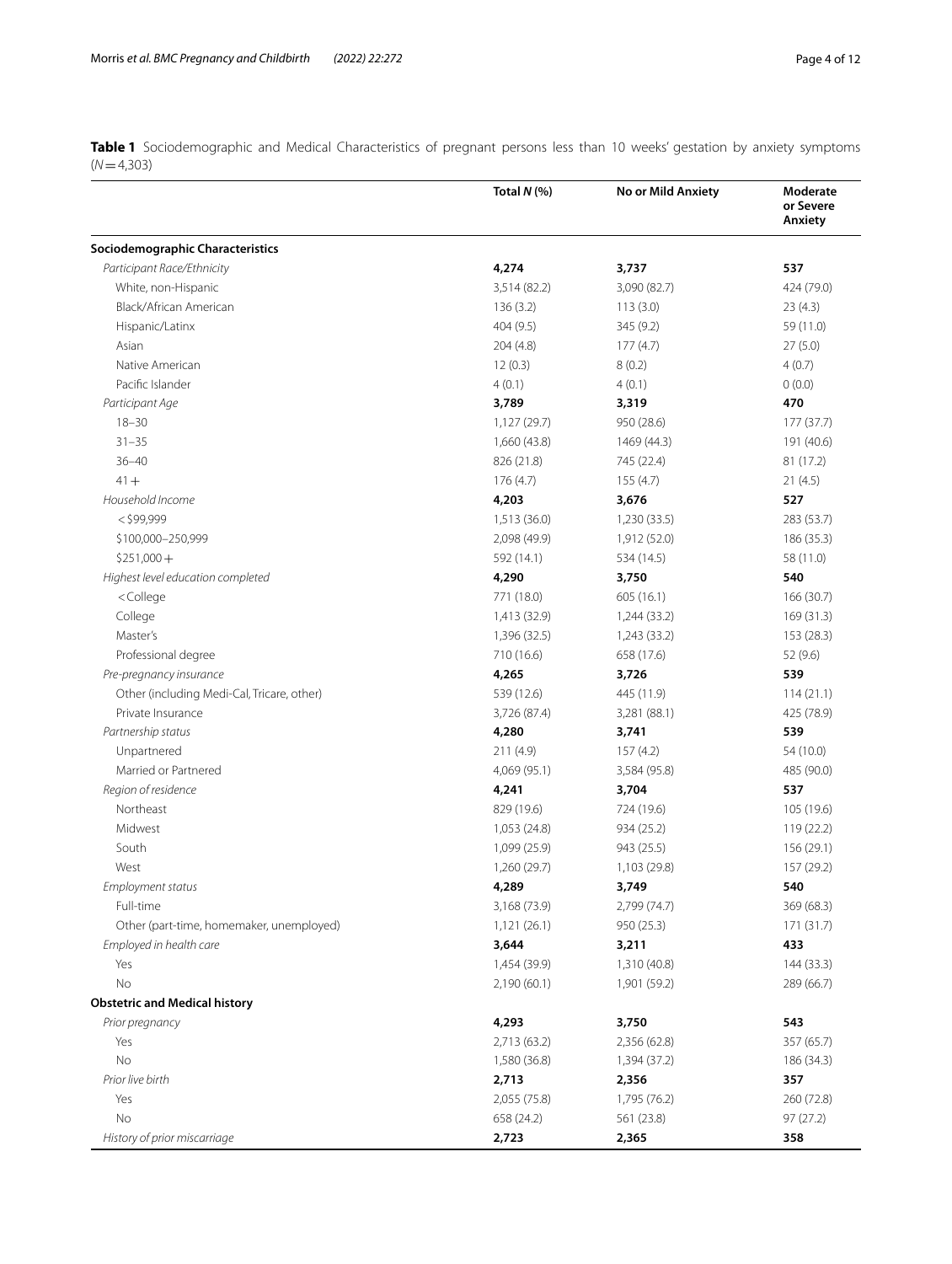**Table 1** Sociodemographic and Medical Characteristics of pregnant persons less than 10 weeks' gestation by anxiety symptoms (*N* = 4,303)

| | Total *N* (%) | No or Mild Anxiety | Moderate or Severe Anxiety |
|---|---|---|---|
| **Sociodemographic Characteristics** | | | |
| *Participant Race/Ethnicity* | **4,274** | **3,737** | **537** |
| White, non-Hispanic | 3,514 (82.2) | 3,090 (82.7) | 424 (79.0) |
| Black/African American | 136 (3.2) | 113 (3.0) | 23 (4.3) |
| Hispanic/Latinx | 404 (9.5) | 345 (9.2) | 59 (11.0) |
| Asian | 204 (4.8) | 177 (4.7) | 27 (5.0) |
| Native American | 12 (0.3) | 8 (0.2) | 4 (0.7) |
| Pacific Islander | 4 (0.1) | 4 (0.1) | 0 (0.0) |
| *Participant Age* | **3,789** | **3,319** | **470** |
| 18–30 | 1,127 (29.7) | 950 (28.6) | 177 (37.7) |
| 31–35 | 1,660 (43.8) | 1469 (44.3) | 191 (40.6) |
| 36–40 | 826 (21.8) | 745 (22.4) | 81 (17.2) |
| 41 + | 176 (4.7) | 155 (4.7) | 21 (4.5) |
| *Household Income* | **4,203** | **3,676** | **527** |
| < $99,999 | 1,513 (36.0) | 1,230 (33.5) | 283 (53.7) |
| $100,000–250,999 | 2,098 (49.9) | 1,912 (52.0) | 186 (35.3) |
| $251,000 + | 592 (14.1) | 534 (14.5) | 58 (11.0) |
| *Highest level education completed* | **4,290** | **3,750** | **540** |
| < College | 771 (18.0) | 605 (16.1) | 166 (30.7) |
| College | 1,413 (32.9) | 1,244 (33.2) | 169 (31.3) |
| Master's | 1,396 (32.5) | 1,243 (33.2) | 153 (28.3) |
| Professional degree | 710 (16.6) | 658 (17.6) | 52 (9.6) |
| *Pre-pregnancy insurance* | **4,265** | **3,726** | **539** |
| Other (including Medi-Cal, Tricare, other) | 539 (12.6) | 445 (11.9) | 114 (21.1) |
| Private Insurance | 3,726 (87.4) | 3,281 (88.1) | 425 (78.9) |
| *Partnership status* | **4,280** | **3,741** | **539** |
| Unpartnered | 211 (4.9) | 157 (4.2) | 54 (10.0) |
| Married or Partnered | 4,069 (95.1) | 3,584 (95.8) | 485 (90.0) |
| *Region of residence* | **4,241** | **3,704** | **537** |
| Northeast | 829 (19.6) | 724 (19.6) | 105 (19.6) |
| Midwest | 1,053 (24.8) | 934 (25.2) | 119 (22.2) |
| South | 1,099 (25.9) | 943 (25.5) | 156 (29.1) |
| West | 1,260 (29.7) | 1,103 (29.8) | 157 (29.2) |
| *Employment status* | **4,289** | **3,749** | **540** |
| Full-time | 3,168 (73.9) | 2,799 (74.7) | 369 (68.3) |
| Other (part-time, homemaker, unemployed) | 1,121 (26.1) | 950 (25.3) | 171 (31.7) |
| *Employed in health care* | **3,644** | **3,211** | **433** |
| Yes | 1,454 (39.9) | 1,310 (40.8) | 144 (33.3) |
| No | 2,190 (60.1) | 1,901 (59.2) | 289 (66.7) |
| **Obstetric and Medical history** | | | |
| *Prior pregnancy* | **4,293** | **3,750** | **543** |
| Yes | 2,713 (63.2) | 2,356 (62.8) | 357 (65.7) |
| No | 1,580 (36.8) | 1,394 (37.2) | 186 (34.3) |
| *Prior live birth* | **2,713** | **2,356** | **357** |
| Yes | 2,055 (75.8) | 1,795 (76.2) | 260 (72.8) |
| No | 658 (24.2) | 561 (23.8) | 97 (27.2) |
| *History of prior miscarriage* | **2,723** | **2,365** | **358** |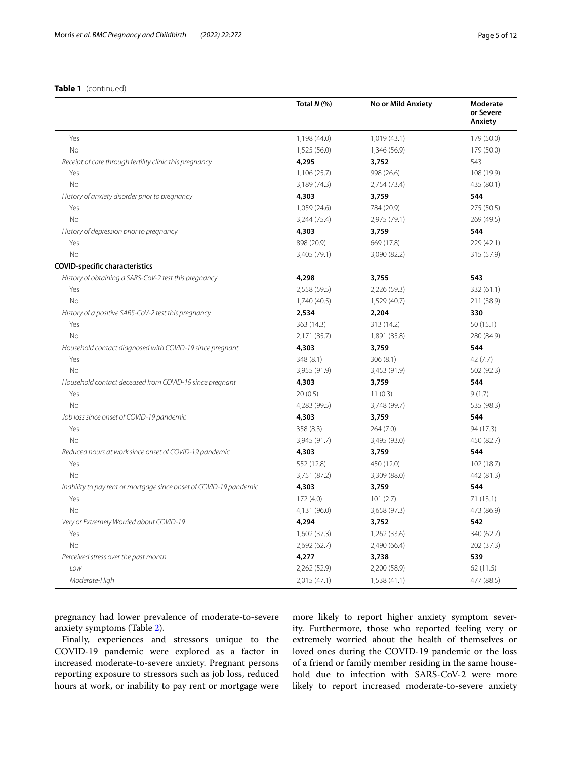**Table 1** (continued)

| | Total *N* (%) | No or Mild Anxiety | Moderate or Severe Anxiety |
|---|---|---|---|
| Yes | 1,198 (44.0) | 1,019 (43.1) | 179 (50.0) |
| No | 1,525 (56.0) | 1,346 (56.9) | 179 (50.0) |
| *Receipt of care through fertility clinic this pregnancy* | **4,295** | **3,752** | 543 |
| Yes | 1,106 (25.7) | 998 (26.6) | 108 (19.9) |
| No | 3,189 (74.3) | 2,754 (73.4) | 435 (80.1) |
| *History of anxiety disorder prior to pregnancy* | **4,303** | **3,759** | **544** |
| Yes | 1,059 (24.6) | 784 (20.9) | 275 (50.5) |
| No | 3,244 (75.4) | 2,975 (79.1) | 269 (49.5) |
| *History of depression prior to pregnancy* | **4,303** | **3,759** | **544** |
| Yes | 898 (20.9) | 669 (17.8) | 229 (42.1) |
| No | 3,405 (79.1) | 3,090 (82.2) | 315 (57.9) |
| **COVID-specific characteristics** | | | |
| *History of obtaining a SARS-CoV-2 test this pregnancy* | **4,298** | **3,755** | **543** |
| Yes | 2,558 (59.5) | 2,226 (59.3) | 332 (61.1) |
| No | 1,740 (40.5) | 1,529 (40.7) | 211 (38.9) |
| *History of a positive SARS-CoV-2 test this pregnancy* | **2,534** | **2,204** | **330** |
| Yes | 363 (14.3) | 313 (14.2) | 50 (15.1) |
| No | 2,171 (85.7) | 1,891 (85.8) | 280 (84.9) |
| *Household contact diagnosed with COVID-19 since pregnant* | **4,303** | **3,759** | **544** |
| Yes | 348 (8.1) | 306 (8.1) | 42 (7.7) |
| No | 3,955 (91.9) | 3,453 (91.9) | 502 (92.3) |
| *Household contact deceased from COVID-19 since pregnant* | **4,303** | **3,759** | **544** |
| Yes | 20 (0.5) | 11 (0.3) | 9 (1.7) |
| No | 4,283 (99.5) | 3,748 (99.7) | 535 (98.3) |
| *Job loss since onset of COVID-19 pandemic* | **4,303** | **3,759** | **544** |
| Yes | 358 (8.3) | 264 (7.0) | 94 (17.3) |
| No | 3,945 (91.7) | 3,495 (93.0) | 450 (82.7) |
| *Reduced hours at work since onset of COVID-19 pandemic* | **4,303** | **3,759** | **544** |
| Yes | 552 (12.8) | 450 (12.0) | 102 (18.7) |
| No | 3,751 (87.2) | 3,309 (88.0) | 442 (81.3) |
| *Inability to pay rent or mortgage since onset of COVID-19 pandemic* | **4,303** | **3,759** | **544** |
| Yes | 172 (4.0) | 101 (2.7) | 71 (13.1) |
| No | 4,131 (96.0) | 3,658 (97.3) | 473 (86.9) |
| *Very or Extremely Worried about COVID-19* | **4,294** | **3,752** | **542** |
| Yes | 1,602 (37.3) | 1,262 (33.6) | 340 (62.7) |
| No | 2,692 (62.7) | 2,490 (66.4) | 202 (37.3) |
| *Perceived stress over the past month* | **4,277** | **3,738** | **539** |
| *Low* | 2,262 (52.9) | 2,200 (58.9) | 62 (11.5) |
| *Moderate-High* | 2,015 (47.1) | 1,538 (41.1) | 477 (88.5) |

pregnancy had lower prevalence of moderate-to-severe anxiety symptoms (Table 2).

Finally, experiences and stressors unique to the COVID-19 pandemic were explored as a factor in increased moderate-to-severe anxiety. Pregnant persons reporting exposure to stressors such as job loss, reduced hours at work, or inability to pay rent or mortgage were more likely to report higher anxiety symptom severity. Furthermore, those who reported feeling very or extremely worried about the health of themselves or loved ones during the COVID-19 pandemic or the loss of a friend or family member residing in the same household due to infection with SARS-CoV-2 were more likely to report increased moderate-to-severe anxiety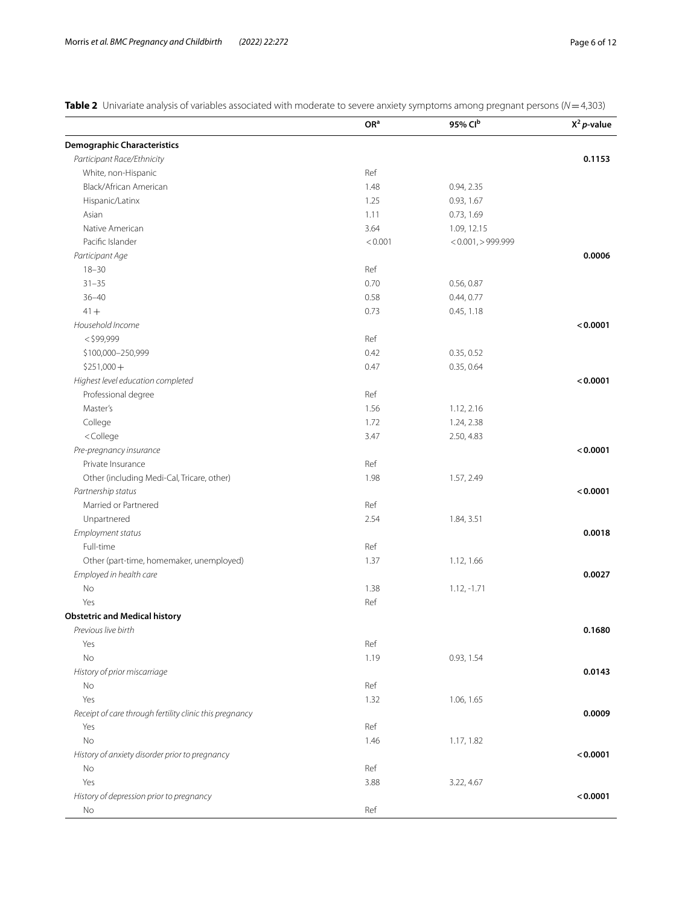**Table 2** Univariate analysis of variables associated with moderate to severe anxiety symptoms among pregnant persons ($N = 4{,}303$)

| | OR[a] | 95% CI[b] | $X^2$ *p*-value |
|---|---|---|---|
| **Demographic Characteristics** | | | |
| *Participant Race/Ethnicity* | | | **0.1153** |
| White, non-Hispanic | Ref | | |
| Black/African American | 1.48 | 0.94, 2.35 | |
| Hispanic/Latinx | 1.25 | 0.93, 1.67 | |
| Asian | 1.11 | 0.73, 1.69 | |
| Native American | 3.64 | 1.09, 12.15 | |
| Pacific Islander | < 0.001 | < 0.001, > 999.999 | |
| *Participant Age* | | | **0.0006** |
| 18–30 | Ref | | |
| 31–35 | 0.70 | 0.56, 0.87 | |
| 36–40 | 0.58 | 0.44, 0.77 | |
| 41 + | 0.73 | 0.45, 1.18 | |
| *Household Income* | | | **< 0.0001** |
| < $99,999 | Ref | | |
| $100,000–250,999 | 0.42 | 0.35, 0.52 | |
| $251,000 + | 0.47 | 0.35, 0.64 | |
| *Highest level education completed* | | | **< 0.0001** |
| Professional degree | Ref | | |
| Master's | 1.56 | 1.12, 2.16 | |
| College | 1.72 | 1.24, 2.38 | |
| < College | 3.47 | 2.50, 4.83 | |
| *Pre-pregnancy insurance* | | | **< 0.0001** |
| Private Insurance | Ref | | |
| Other (including Medi-Cal, Tricare, other) | 1.98 | 1.57, 2.49 | |
| *Partnership status* | | | **< 0.0001** |
| Married or Partnered | Ref | | |
| Unpartnered | 2.54 | 1.84, 3.51 | |
| *Employment status* | | | **0.0018** |
| Full-time | Ref | | |
| Other (part-time, homemaker, unemployed) | 1.37 | 1.12, 1.66 | |
| *Employed in health care* | | | **0.0027** |
| No | 1.38 | 1.12, -1.71 | |
| Yes | Ref | | |
| **Obstetric and Medical history** | | | |
| *Previous live birth* | | | **0.1680** |
| Yes | Ref | | |
| No | 1.19 | 0.93, 1.54 | |
| *History of prior miscarriage* | | | **0.0143** |
| No | Ref | | |
| Yes | 1.32 | 1.06, 1.65 | |
| *Receipt of care through fertility clinic this pregnancy* | | | **0.0009** |
| Yes | Ref | | |
| No | 1.46 | 1.17, 1.82 | |
| *History of anxiety disorder prior to pregnancy* | | | **< 0.0001** |
| No | Ref | | |
| Yes | 3.88 | 3.22, 4.67 | |
| *History of depression prior to pregnancy* | | | **< 0.0001** |
| No | Ref | | |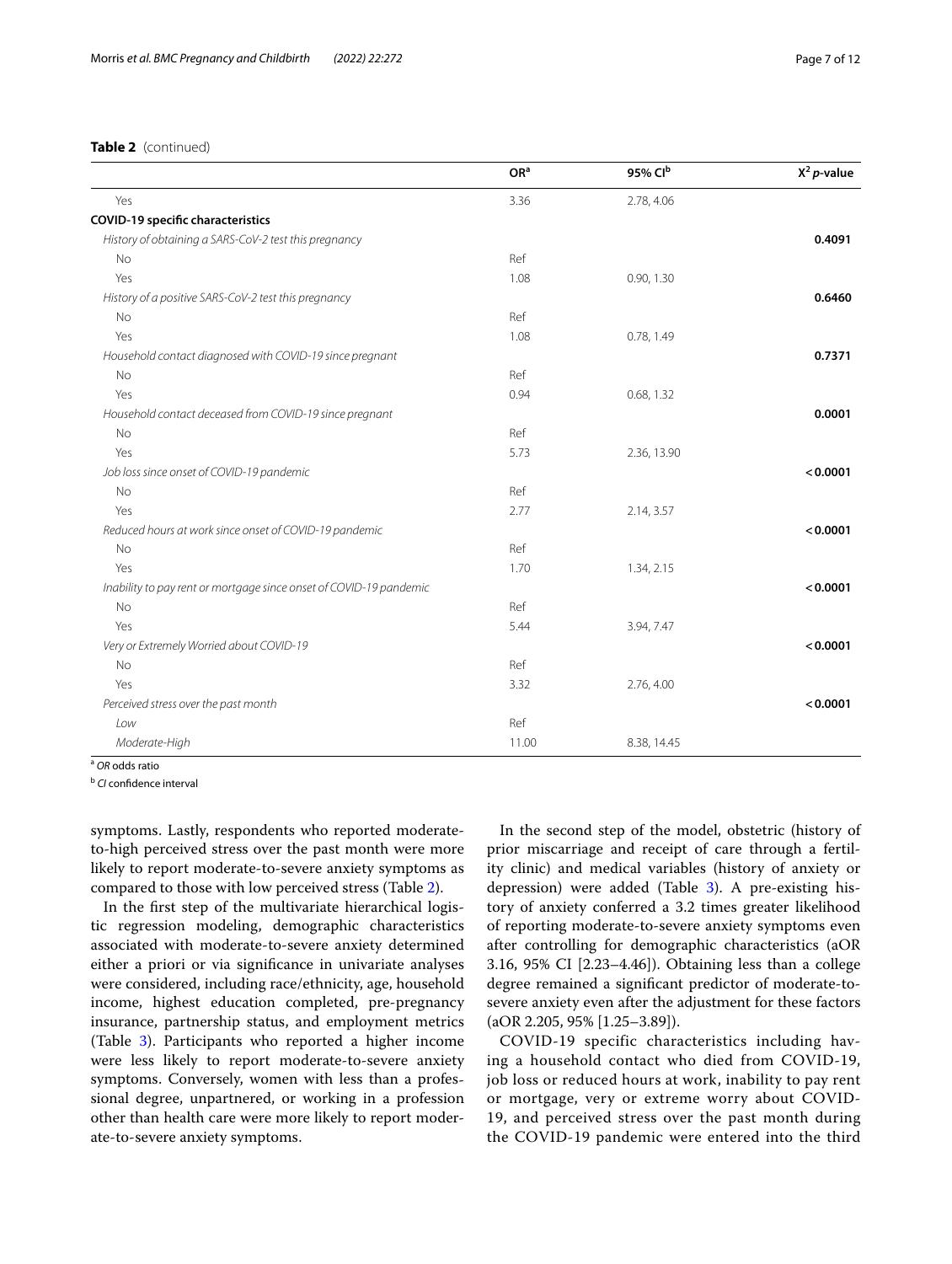**Table 2** (continued)

| | OR[a] | 95% CI[b] | $X^2$ *p*-value |
|---|---|---|---|
| Yes | 3.36 | 2.78, 4.06 | |
| **COVID-19 specific characteristics** | | | |
| *History of obtaining a SARS-CoV-2 test this pregnancy* | | | **0.4091** |
| No | Ref | | |
| Yes | 1.08 | 0.90, 1.30 | |
| *History of a positive SARS-CoV-2 test this pregnancy* | | | **0.6460** |
| No | Ref | | |
| Yes | 1.08 | 0.78, 1.49 | |
| *Household contact diagnosed with COVID-19 since pregnant* | | | **0.7371** |
| No | Ref | | |
| Yes | 0.94 | 0.68, 1.32 | |
| *Household contact deceased from COVID-19 since pregnant* | | | **0.0001** |
| No | Ref | | |
| Yes | 5.73 | 2.36, 13.90 | |
| *Job loss since onset of COVID-19 pandemic* | | | **< 0.0001** |
| No | Ref | | |
| Yes | 2.77 | 2.14, 3.57 | |
| *Reduced hours at work since onset of COVID-19 pandemic* | | | **< 0.0001** |
| No | Ref | | |
| Yes | 1.70 | 1.34, 2.15 | |
| *Inability to pay rent or mortgage since onset of COVID-19 pandemic* | | | **< 0.0001** |
| No | Ref | | |
| Yes | 5.44 | 3.94, 7.47 | |
| *Very or Extremely Worried about COVID-19* | | | **< 0.0001** |
| No | Ref | | |
| Yes | 3.32 | 2.76, 4.00 | |
| *Perceived stress over the past month* | | | **< 0.0001** |
| *Low* | Ref | | |
| *Moderate-High* | 11.00 | 8.38, 14.45 | |

[a] *OR* odds ratio

[b] *CI* confidence interval

symptoms. Lastly, respondents who reported moderate-to-high perceived stress over the past month were more likely to report moderate-to-severe anxiety symptoms as compared to those with low perceived stress (Table 2).

In the first step of the multivariate hierarchical logistic regression modeling, demographic characteristics associated with moderate-to-severe anxiety determined either a priori or via significance in univariate analyses were considered, including race/ethnicity, age, household income, highest education completed, pre-pregnancy insurance, partnership status, and employment metrics (Table 3). Participants who reported a higher income were less likely to report moderate-to-severe anxiety symptoms. Conversely, women with less than a professional degree, unpartnered, or working in a profession other than health care were more likely to report moderate-to-severe anxiety symptoms.

In the second step of the model, obstetric (history of prior miscarriage and receipt of care through a fertility clinic) and medical variables (history of anxiety or depression) were added (Table 3). A pre-existing history of anxiety conferred a 3.2 times greater likelihood of reporting moderate-to-severe anxiety symptoms even after controlling for demographic characteristics (aOR 3.16, 95% CI [2.23–4.46]). Obtaining less than a college degree remained a significant predictor of moderate-to-severe anxiety even after the adjustment for these factors (aOR 2.205, 95% [1.25–3.89]).

COVID-19 specific characteristics including having a household contact who died from COVID-19, job loss or reduced hours at work, inability to pay rent or mortgage, very or extreme worry about COVID-19, and perceived stress over the past month during the COVID-19 pandemic were entered into the third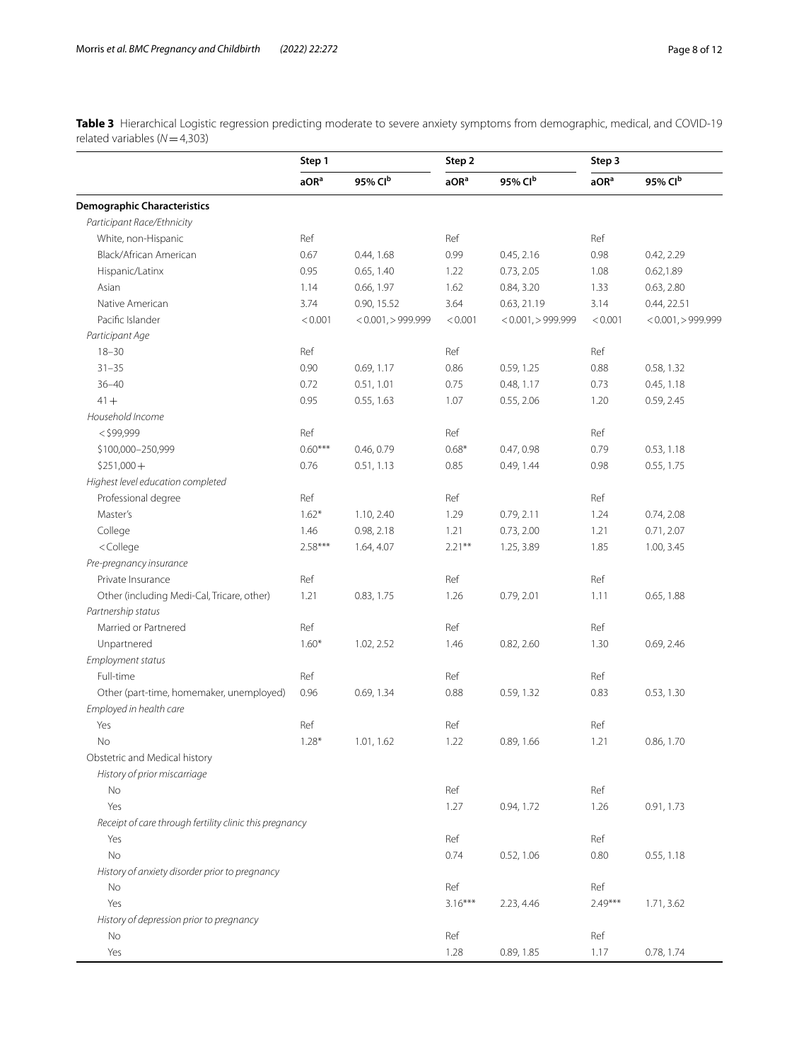**Table 3** Hierarchical Logistic regression predicting moderate to severe anxiety symptoms from demographic, medical, and COVID-19 related variables ($N = 4{,}303$)

| | Step 1 | | Step 2 | | Step 3 | |
|---|---|---|---|---|---|---|
| | aOR[a] | 95% CI[b] | aOR[a] | 95% CI[b] | aOR[a] | 95% CI[b] |
| **Demographic Characteristics** | | | | | | |
| *Participant Race/Ethnicity* | | | | | | |
| White, non-Hispanic | Ref | | Ref | | Ref | |
| Black/African American | 0.67 | 0.44, 1.68 | 0.99 | 0.45, 2.16 | 0.98 | 0.42, 2.29 |
| Hispanic/Latinx | 0.95 | 0.65, 1.40 | 1.22 | 0.73, 2.05 | 1.08 | 0.62,1.89 |
| Asian | 1.14 | 0.66, 1.97 | 1.62 | 0.84, 3.20 | 1.33 | 0.63, 2.80 |
| Native American | 3.74 | 0.90, 15.52 | 3.64 | 0.63, 21.19 | 3.14 | 0.44, 22.51 |
| Pacific Islander | <0.001 | <0.001, >999.999 | <0.001 | <0.001, >999.999 | <0.001 | <0.001, >999.999 |
| *Participant Age* | | | | | | |
| 18–30 | Ref | | Ref | | Ref | |
| 31–35 | 0.90 | 0.69, 1.17 | 0.86 | 0.59, 1.25 | 0.88 | 0.58, 1.32 |
| 36–40 | 0.72 | 0.51, 1.01 | 0.75 | 0.48, 1.17 | 0.73 | 0.45, 1.18 |
| 41+ | 0.95 | 0.55, 1.63 | 1.07 | 0.55, 2.06 | 1.20 | 0.59, 2.45 |
| *Household Income* | | | | | | |
| <$99,999 | Ref | | Ref | | Ref | |
| $100,000–250,999 | 0.60*** | 0.46, 0.79 | 0.68* | 0.47, 0.98 | 0.79 | 0.53, 1.18 |
| $251,000+ | 0.76 | 0.51, 1.13 | 0.85 | 0.49, 1.44 | 0.98 | 0.55, 1.75 |
| *Highest level education completed* | | | | | | |
| Professional degree | Ref | | Ref | | Ref | |
| Master's | 1.62* | 1.10, 2.40 | 1.29 | 0.79, 2.11 | 1.24 | 0.74, 2.08 |
| College | 1.46 | 0.98, 2.18 | 1.21 | 0.73, 2.00 | 1.21 | 0.71, 2.07 |
| <College | 2.58*** | 1.64, 4.07 | 2.21** | 1.25, 3.89 | 1.85 | 1.00, 3.45 |
| *Pre-pregnancy insurance* | | | | | | |
| Private Insurance | Ref | | Ref | | Ref | |
| Other (including Medi-Cal, Tricare, other) | 1.21 | 0.83, 1.75 | 1.26 | 0.79, 2.01 | 1.11 | 0.65, 1.88 |
| *Partnership status* | | | | | | |
| Married or Partnered | Ref | | Ref | | Ref | |
| Unpartnered | 1.60* | 1.02, 2.52 | 1.46 | 0.82, 2.60 | 1.30 | 0.69, 2.46 |
| *Employment status* | | | | | | |
| Full-time | Ref | | Ref | | Ref | |
| Other (part-time, homemaker, unemployed) | 0.96 | 0.69, 1.34 | 0.88 | 0.59, 1.32 | 0.83 | 0.53, 1.30 |
| *Employed in health care* | | | | | | |
| Yes | Ref | | Ref | | Ref | |
| No | 1.28* | 1.01, 1.62 | 1.22 | 0.89, 1.66 | 1.21 | 0.86, 1.70 |
| Obstetric and Medical history | | | | | | |
| *History of prior miscarriage* | | | | | | |
| No | | | Ref | | Ref | |
| Yes | | | 1.27 | 0.94, 1.72 | 1.26 | 0.91, 1.73 |
| *Receipt of care through fertility clinic this pregnancy* | | | | | | |
| Yes | | | Ref | | Ref | |
| No | | | 0.74 | 0.52, 1.06 | 0.80 | 0.55, 1.18 |
| *History of anxiety disorder prior to pregnancy* | | | | | | |
| No | | | Ref | | Ref | |
| Yes | | | 3.16*** | 2.23, 4.46 | 2.49*** | 1.71, 3.62 |
| *History of depression prior to pregnancy* | | | | | | |
| No | | | Ref | | Ref | |
| Yes | | | 1.28 | 0.89, 1.85 | 1.17 | 0.78, 1.74 |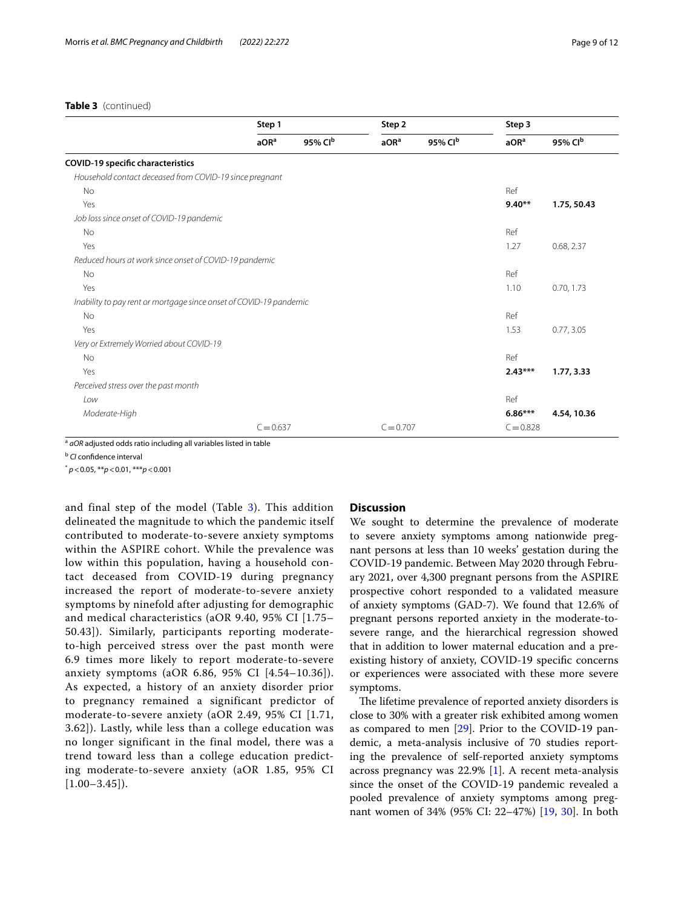**Table 3** (continued)

| | Step 1 | | Step 2 | | Step 3 | |
|---|---|---|---|---|---|---|
| | aOR[a] | 95% CI[b] | aOR[a] | 95% CI[b] | aOR[a] | 95% CI[b] |
| **COVID-19 specific characteristics** | | | | | | |
| *Household contact deceased from COVID-19 since pregnant* | | | | | | |
| No | | | | | Ref | |
| Yes | | | | | **9.40**** | **1.75, 50.43** |
| *Job loss since onset of COVID-19 pandemic* | | | | | | |
| No | | | | | Ref | |
| Yes | | | | | 1.27 | 0.68, 2.37 |
| *Reduced hours at work since onset of COVID-19 pandemic* | | | | | | |
| No | | | | | Ref | |
| Yes | | | | | 1.10 | 0.70, 1.73 |
| *Inability to pay rent or mortgage since onset of COVID-19 pandemic* | | | | | | |
| No | | | | | Ref | |
| Yes | | | | | 1.53 | 0.77, 3.05 |
| *Very or Extremely Worried about COVID-19* | | | | | | |
| No | | | | | Ref | |
| Yes | | | | | **2.43***** | **1.77, 3.33** |
| *Perceived stress over the past month* | | | | | | |
| *Low* | | | | | Ref | |
| *Moderate-High* | | | | | **6.86***** | **4.54, 10.36** |
| | C = 0.637 | | C = 0.707 | | C = 0.828 | |

[a] *aOR* adjusted odds ratio including all variables listed in table

[b] *CI* confidence interval

\* $p < 0.05$, ** $p < 0.01$, *** $p < 0.001$

and final step of the model (Table 3). This addition delineated the magnitude to which the pandemic itself contributed to moderate-to-severe anxiety symptoms within the ASPIRE cohort. While the prevalence was low within this population, having a household contact deceased from COVID-19 during pregnancy increased the report of moderate-to-severe anxiety symptoms by ninefold after adjusting for demographic and medical characteristics (aOR 9.40, 95% CI [1.75–50.43]). Similarly, participants reporting moderate-to-high perceived stress over the past month were 6.9 times more likely to report moderate-to-severe anxiety symptoms (aOR 6.86, 95% CI [4.54–10.36]). As expected, a history of an anxiety disorder prior to pregnancy remained a significant predictor of moderate-to-severe anxiety (aOR 2.49, 95% CI [1.71, 3.62]). Lastly, while less than a college education was no longer significant in the final model, there was a trend toward less than a college education predicting moderate-to-severe anxiety (aOR 1.85, 95% CI [1.00–3.45]).

## Discussion

We sought to determine the prevalence of moderate to severe anxiety symptoms among nationwide pregnant persons at less than 10 weeks' gestation during the COVID-19 pandemic. Between May 2020 through February 2021, over 4,300 pregnant persons from the ASPIRE prospective cohort responded to a validated measure of anxiety symptoms (GAD-7). We found that 12.6% of pregnant persons reported anxiety in the moderate-to-severe range, and the hierarchical regression showed that in addition to lower maternal education and a pre-existing history of anxiety, COVID-19 specific concerns or experiences were associated with these more severe symptoms.

The lifetime prevalence of reported anxiety disorders is close to 30% with a greater risk exhibited among women as compared to men [29]. Prior to the COVID-19 pandemic, a meta-analysis inclusive of 70 studies reporting the prevalence of self-reported anxiety symptoms across pregnancy was 22.9% [1]. A recent meta-analysis since the onset of the COVID-19 pandemic revealed a pooled prevalence of anxiety symptoms among pregnant women of 34% (95% CI: 22–47%) [19, 30]. In both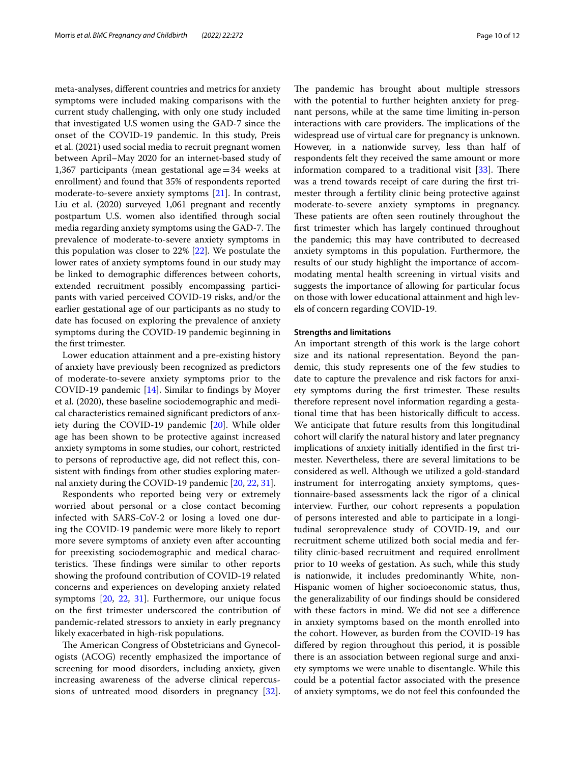meta-analyses, different countries and metrics for anxiety symptoms were included making comparisons with the current study challenging, with only one study included that investigated U.S women using the GAD-7 since the onset of the COVID-19 pandemic. In this study, Preis et al. (2021) used social media to recruit pregnant women between April–May 2020 for an internet-based study of 1,367 participants (mean gestational age = 34 weeks at enrollment) and found that 35% of respondents reported moderate-to-severe anxiety symptoms [21]. In contrast, Liu et al. (2020) surveyed 1,061 pregnant and recently postpartum U.S. women also identified through social media regarding anxiety symptoms using the GAD-7. The prevalence of moderate-to-severe anxiety symptoms in this population was closer to 22% [22]. We postulate the lower rates of anxiety symptoms found in our study may be linked to demographic differences between cohorts, extended recruitment possibly encompassing participants with varied perceived COVID-19 risks, and/or the earlier gestational age of our participants as no study to date has focused on exploring the prevalence of anxiety symptoms during the COVID-19 pandemic beginning in the first trimester.

Lower education attainment and a pre-existing history of anxiety have previously been recognized as predictors of moderate-to-severe anxiety symptoms prior to the COVID-19 pandemic [14]. Similar to findings by Moyer et al. (2020), these baseline sociodemographic and medical characteristics remained significant predictors of anxiety during the COVID-19 pandemic [20]. While older age has been shown to be protective against increased anxiety symptoms in some studies, our cohort, restricted to persons of reproductive age, did not reflect this, consistent with findings from other studies exploring maternal anxiety during the COVID-19 pandemic [20, 22, 31].

Respondents who reported being very or extremely worried about personal or a close contact becoming infected with SARS-CoV-2 or losing a loved one during the COVID-19 pandemic were more likely to report more severe symptoms of anxiety even after accounting for preexisting sociodemographic and medical characteristics. These findings were similar to other reports showing the profound contribution of COVID-19 related concerns and experiences on developing anxiety related symptoms [20, 22, 31]. Furthermore, our unique focus on the first trimester underscored the contribution of pandemic-related stressors to anxiety in early pregnancy likely exacerbated in high-risk populations.

The American Congress of Obstetricians and Gynecologists (ACOG) recently emphasized the importance of screening for mood disorders, including anxiety, given increasing awareness of the adverse clinical repercussions of untreated mood disorders in pregnancy [32]. The pandemic has brought about multiple stressors with the potential to further heighten anxiety for pregnant persons, while at the same time limiting in-person interactions with care providers. The implications of the widespread use of virtual care for pregnancy is unknown. However, in a nationwide survey, less than half of respondents felt they received the same amount or more information compared to a traditional visit [33]. There was a trend towards receipt of care during the first trimester through a fertility clinic being protective against moderate-to-severe anxiety symptoms in pregnancy. These patients are often seen routinely throughout the first trimester which has largely continued throughout the pandemic; this may have contributed to decreased anxiety symptoms in this population. Furthermore, the results of our study highlight the importance of accommodating mental health screening in virtual visits and suggests the importance of allowing for particular focus on those with lower educational attainment and high levels of concern regarding COVID-19.

### Strengths and limitations

An important strength of this work is the large cohort size and its national representation. Beyond the pandemic, this study represents one of the few studies to date to capture the prevalence and risk factors for anxiety symptoms during the first trimester. These results therefore represent novel information regarding a gestational time that has been historically difficult to access. We anticipate that future results from this longitudinal cohort will clarify the natural history and later pregnancy implications of anxiety initially identified in the first trimester. Nevertheless, there are several limitations to be considered as well. Although we utilized a gold-standard instrument for interrogating anxiety symptoms, questionnaire-based assessments lack the rigor of a clinical interview. Further, our cohort represents a population of persons interested and able to participate in a longitudinal seroprevalence study of COVID-19, and our recruitment scheme utilized both social media and fertility clinic-based recruitment and required enrollment prior to 10 weeks of gestation. As such, while this study is nationwide, it includes predominantly White, non-Hispanic women of higher socioeconomic status, thus, the generalizability of our findings should be considered with these factors in mind. We did not see a difference in anxiety symptoms based on the month enrolled into the cohort. However, as burden from the COVID-19 has differed by region throughout this period, it is possible there is an association between regional surge and anxiety symptoms we were unable to disentangle. While this could be a potential factor associated with the presence of anxiety symptoms, we do not feel this confounded the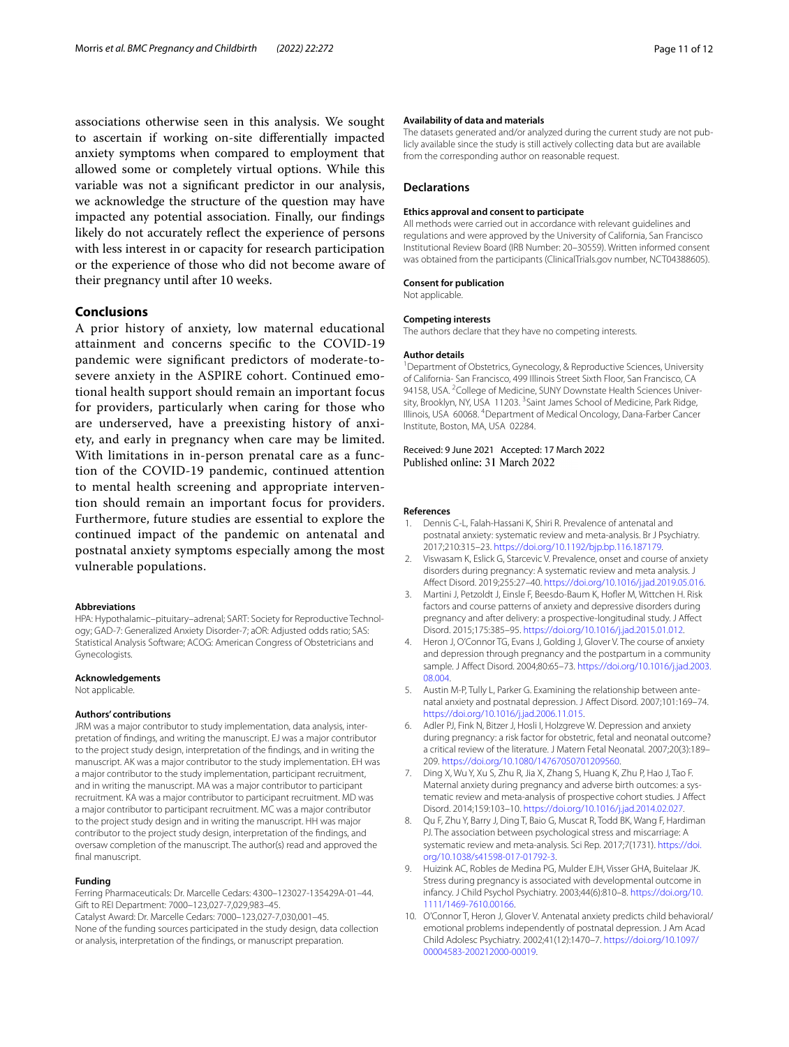associations otherwise seen in this analysis. We sought to ascertain if working on-site differentially impacted anxiety symptoms when compared to employment that allowed some or completely virtual options. While this variable was not a significant predictor in our analysis, we acknowledge the structure of the question may have impacted any potential association. Finally, our findings likely do not accurately reflect the experience of persons with less interest in or capacity for research participation or the experience of those who did not become aware of their pregnancy until after 10 weeks.

## Conclusions

A prior history of anxiety, low maternal educational attainment and concerns specific to the COVID-19 pandemic were significant predictors of moderate-to-severe anxiety in the ASPIRE cohort. Continued emotional health support should remain an important focus for providers, particularly when caring for those who are underserved, have a preexisting history of anxiety, and early in pregnancy when care may be limited. With limitations in in-person prenatal care as a function of the COVID-19 pandemic, continued attention to mental health screening and appropriate intervention should remain an important focus for providers. Furthermore, future studies are essential to explore the continued impact of the pandemic on antenatal and postnatal anxiety symptoms especially among the most vulnerable populations.

#### Abbreviations

HPA: Hypothalamic–pituitary–adrenal; SART: Society for Reproductive Technology; GAD-7: Generalized Anxiety Disorder-7; aOR: Adjusted odds ratio; SAS: Statistical Analysis Software; ACOG: American Congress of Obstetricians and Gynecologists.

#### Acknowledgements

Not applicable.

#### Authors' contributions

JRM was a major contributor to study implementation, data analysis, interpretation of findings, and writing the manuscript. EJ was a major contributor to the project study design, interpretation of the findings, and in writing the manuscript. AK was a major contributor to the study implementation. EH was a major contributor to the study implementation, participant recruitment, and in writing the manuscript. MA was a major contributor to participant recruitment. KA was a major contributor to participant recruitment. MD was a major contributor to participant recruitment. MC was a major contributor to the project study design and in writing the manuscript. HH was major contributor to the project study design, interpretation of the findings, and oversaw completion of the manuscript. The author(s) read and approved the final manuscript.

#### Funding

Ferring Pharmaceuticals: Dr. Marcelle Cedars: 4300–123027-135429A-01–44.
Gift to REI Department: 7000–123,027-7,029,983–45.
Catalyst Award: Dr. Marcelle Cedars: 7000–123,027-7,030,001–45.
None of the funding sources participated in the study design, data collection or analysis, interpretation of the findings, or manuscript preparation.

#### Availability of data and materials

The datasets generated and/or analyzed during the current study are not publicly available since the study is still actively collecting data but are available from the corresponding author on reasonable request.

### Declarations

#### Ethics approval and consent to participate

All methods were carried out in accordance with relevant guidelines and regulations and were approved by the University of California, San Francisco Institutional Review Board (IRB Number: 20–30559). Written informed consent was obtained from the participants (ClinicalTrials.gov number, NCT04388605).

#### Consent for publication

Not applicable.

#### Competing interests

The authors declare that they have no competing interests.

#### Author details

[1]Department of Obstetrics, Gynecology, & Reproductive Sciences, University of California- San Francisco, 499 Illinois Street Sixth Floor, San Francisco, CA 94158, USA. [2]College of Medicine, SUNY Downstate Health Sciences University, Brooklyn, NY, USA 11203. [3]Saint James School of Medicine, Park Ridge, Illinois, USA 60068. [4]Department of Medical Oncology, Dana-Farber Cancer Institute, Boston, MA, USA 02284.

Received: 9 June 2021 Accepted: 17 March 2022
Published online: 31 March 2022

#### References

1. Dennis C-L, Falah-Hassani K, Shiri R. Prevalence of antenatal and postnatal anxiety: systematic review and meta-analysis. Br J Psychiatry. 2017;210:315–23. https://doi.org/10.1192/bjp.bp.116.187179.
2. Viswasam K, Eslick G, Starcevic V. Prevalence, onset and course of anxiety disorders during pregnancy: A systematic review and meta analysis. J Affect Disord. 2019;255:27–40. https://doi.org/10.1016/j.jad.2019.05.016.
3. Martini J, Petzoldt J, Einsle F, Beesdo-Baum K, Hofler M, Wittchen H. Risk factors and course patterns of anxiety and depressive disorders during pregnancy and after delivery: a prospective-longitudinal study. J Affect Disord. 2015;175:385–95. https://doi.org/10.1016/j.jad.2015.01.012.
4. Heron J, O'Connor TG, Evans J, Golding J, Glover V. The course of anxiety and depression through pregnancy and the postpartum in a community sample. J Affect Disord. 2004;80:65–73. https://doi.org/10.1016/j.jad.2003.08.004.
5. Austin M-P, Tully L, Parker G. Examining the relationship between antenatal anxiety and postnatal depression. J Affect Disord. 2007;101:169–74. https://doi.org/10.1016/j.jad.2006.11.015.
6. Adler PJ, Fink N, Bitzer J, Hosli I, Holzgreve W. Depression and anxiety during pregnancy: a risk factor for obstetric, fetal and neonatal outcome? a critical review of the literature. J Matern Fetal Neonatal. 2007;20(3):189–209. https://doi.org/10.1080/14767050701209560.
7. Ding X, Wu Y, Xu S, Zhu R, Jia X, Zhang S, Huang K, Zhu P, Hao J, Tao F. Maternal anxiety during pregnancy and adverse birth outcomes: a systematic review and meta-analysis of prospective cohort studies. J Affect Disord. 2014;159:103–10. https://doi.org/10.1016/j.jad.2014.02.027.
8. Qu F, Zhu Y, Barry J, Ding T, Baio G, Muscat R, Todd BK, Wang F, Hardiman PJ. The association between psychological stress and miscarriage: A systematic review and meta-analysis. Sci Rep. 2017;7(1731). https://doi.org/10.1038/s41598-017-01792-3.
9. Huizink AC, Robles de Medina PG, Mulder EJH, Visser GHA, Buitelaar JK. Stress during pregnancy is associated with developmental outcome in infancy. J Child Psychol Psychiatry. 2003;44(6):810–8. https://doi.org/10.1111/1469-7610.00166.
10. O'Connor T, Heron J, Glover V. Antenatal anxiety predicts child behavioral/emotional problems independently of postnatal depression. J Am Acad Child Adolesc Psychiatry. 2002;41(12):1470–7. https://doi.org/10.1097/00004583-200212000-00019.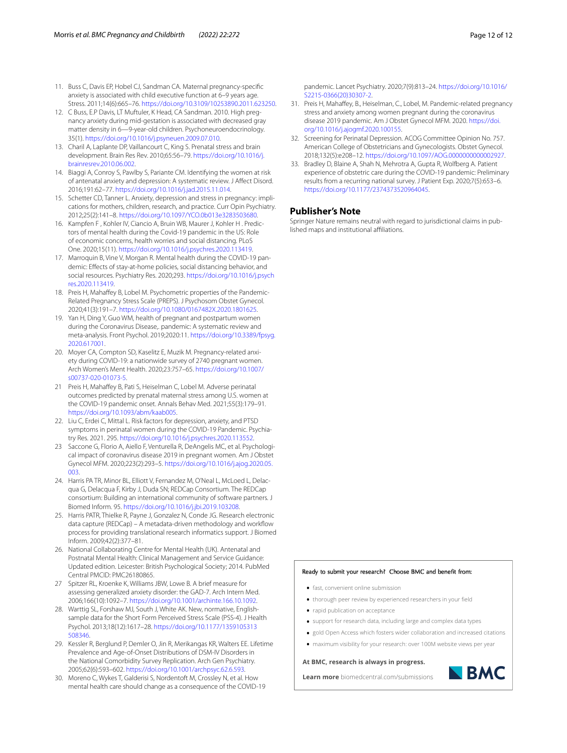11. Buss C, Davis EP, Hobel CJ, Sandman CA. Maternal pregnancy-specific anxiety is associated with child executive function at 6–9 years age. Stress. 2011;14(6):665–76. https://doi.org/10.3109/10253890.2011.623250.
12. C Buss, E.P Davis, LT Muftuler, K Head, CA Sandman. 2010. High pregnancy anxiety during mid-gestation is associated with decreased gray matter density in 6—9-year-old children. Psychoneuroendocrinology. 35(1). https://doi.org/10.1016/j.psyneuen.2009.07.010.
13. Charil A, Laplante DP, Vaillancourt C, King S. Prenatal stress and brain development. Brain Res Rev. 2010;65:56–79. https://doi.org/10.1016/j.brainresrev.2010.06.002.
14. Biaggi A, Conroy S, Pawlby S, Pariante CM. Identifying the women at risk of antenatal anxiety and depression: A systematic review. J Affect Disord. 2016;191:62–77. https://doi.org/10.1016/j.jad.2015.11.014.
15. Schetter CD, Tanner L. Anxiety, depression and stress in pregnancy: implications for mothers, children, research, and practice. Curr Opin Psychiatry. 2012;25(2):141–8. https://doi.org/10.1097/YCO.0b013e3283503680.
16. Kampfen F , Kohler IV, Ciancio A, Bruin WB, Maurer J, Kohler H . Predictors of mental health during the Covid-19 pandemic in the US: Role of economic concerns, health worries and social distancing. PLoS One. 2020;15(11). https://doi.org/10.1016/j.psychres.2020.113419.
17. Marroquin B, Vine V, Morgan R. Mental health during the COVID-19 pandemic: Effects of stay-at-home policies, social distancing behavior, and social resources. Psychiatry Res. 2020;293. https://doi.org/10.1016/j.psychres.2020.113419.
18. Preis H, Mahaffey B, Lobel M. Psychometric properties of the Pandemic-Related Pregnancy Stress Scale (PREPS). J Psychosom Obstet Gynecol. 2020;41(3):191–7. https://doi.org/10.1080/0167482X.2020.1801625.
19. Yan H, Ding Y, Guo WM, health of pregnant and postpartum women during the Coronavirus Disease,. pandemic: A systematic review and meta-analysis. Front Psychol. 2019;2020:11. https://doi.org/10.3389/fpsyg.2020.617001.
20. Moyer CA, Compton SD, Kaselitz E, Muzik M. Pregnancy-related anxiety during COVID-19: a nationwide survey of 2740 pregnant women. Arch Women's Ment Health. 2020;23:757–65. https://doi.org/10.1007/s00737-020-01073-5.
21 Preis H, Mahaffey B, Pati S, Heiselman C, Lobel M. Adverse perinatal outcomes predicted by prenatal maternal stress among U.S. women at the COVID-19 pandemic onset. Annals Behav Med. 2021;55(3):179–91. https://doi.org/10.1093/abm/kaab005.
22. Liu C, Erdei C, Mittal L. Risk factors for depression, anxiety, and PTSD symptoms in perinatal women during the COVID-19 Pandemic. Psychiatry Res. 2021. 295. https://doi.org/10.1016/j.psychres.2020.113552.
23 Saccone G, Florio A, Aiello F, Venturella R, DeAngelis MC, et al. Psychological impact of coronavirus disease 2019 in pregnant women. Am J Obstet Gynecol MFM. 2020;223(2):293–5. https://doi.org/10.1016/j.ajog.2020.05.003.
24. Harris PA TR, Minor BL, Elliott V, Fernandez M, O'Neal L, McLoed L, Delacqua G, Delacqua F, Kirby J, Duda SN; REDCap Consortium. The REDCap consortium: Building an international community of software partners. J Biomed Inform. 95. https://doi.org/10.1016/j.jbi.2019.103208.
25. Harris PATR, Thielke R, Payne J, Gonzalez N, Conde JG. Research electronic data capture (REDCap) – A metadata-driven methodology and workflow process for providing translational research informatics support. J Biomed Inform. 2009;42(2):377–81.
26. National Collaborating Centre for Mental Health (UK). Antenatal and Postnatal Mental Health: Clinical Management and Service Guidance: Updated edition. Leicester: British Psychological Society; 2014. PubMed Central PMCID: PMC26180865.
27 Spitzer RL, Kroenke K, Williams JBW, Lowe B. A brief measure for assessing generalized anxiety disorder: the GAD-7. Arch Intern Med. 2006;166(10):1092–7. https://doi.org/10.1001/archinte.166.10.1092.
28. Warttig SL, Forshaw MJ, South J, White AK. New, normative, English-sample data for the Short Form Perceived Stress Scale (PSS-4). J Health Psychol. 2013;18(12):1617–28. https://doi.org/10.1177/1359105313508346.
29. Kessler R, Berglund P, Demler O, Jin R, Merikangas KR, Walters EE. Lifetime Prevalence and Age-of-Onset Distributions of DSM-IV Disorders in the National Comorbidity Survey Replication. Arch Gen Psychiatry. 2005;62(6):593–602. https://doi.org/10.1001/archpsyc.62.6.593.
30. Moreno C, Wykes T, Galderisi S, Nordentoft M, Crossley N, et al. How mental health care should change as a consequence of the COVID-19 pandemic. Lancet Psychiatry. 2020;7(9):813–24. https://doi.org/10.1016/S2215-0366(20)30307-2.
31. Preis H, Mahaffey, B., Heiselman, C., Lobel, M. Pandemic-related pregnancy stress and anxiety among women pregnant during the coronavirus disease 2019 pandemic. Am J Obstet Gynecol MFM. 2020. https://doi.org/10.1016/j.ajogmf.2020.100155.
32. Screening for Perinatal Depression. ACOG Committee Opinion No. 757. American College of Obstetricians and Gynecologists. Obstet Gynecol. 2018;132(5):e208–12. https://doi.org/10.1097/AOG.0000000000002927.
33. Bradley D, Blaine A, Shah N, Mehrotra A, Gupta R, Wolfberg A. Patient experience of obstetric care during the COVID-19 pandemic: Preliminary results from a recurring national survey. J Patient Exp. 2020;7(5):653–6. https://doi.org/10.1177/2374373520964045.

## Publisher's Note

Springer Nature remains neutral with regard to jurisdictional claims in published maps and institutional affiliations.

Ready to submit your research? Choose BMC and benefit from:

- fast, convenient online submission
- thorough peer review by experienced researchers in your field
- rapid publication on acceptance
- support for research data, including large and complex data types
- gold Open Access which fosters wider collaboration and increased citations
- maximum visibility for your research: over 100M website views per year

**At BMC, research is always in progress.**

**Learn more** biomedcentral.com/submissions

BMC